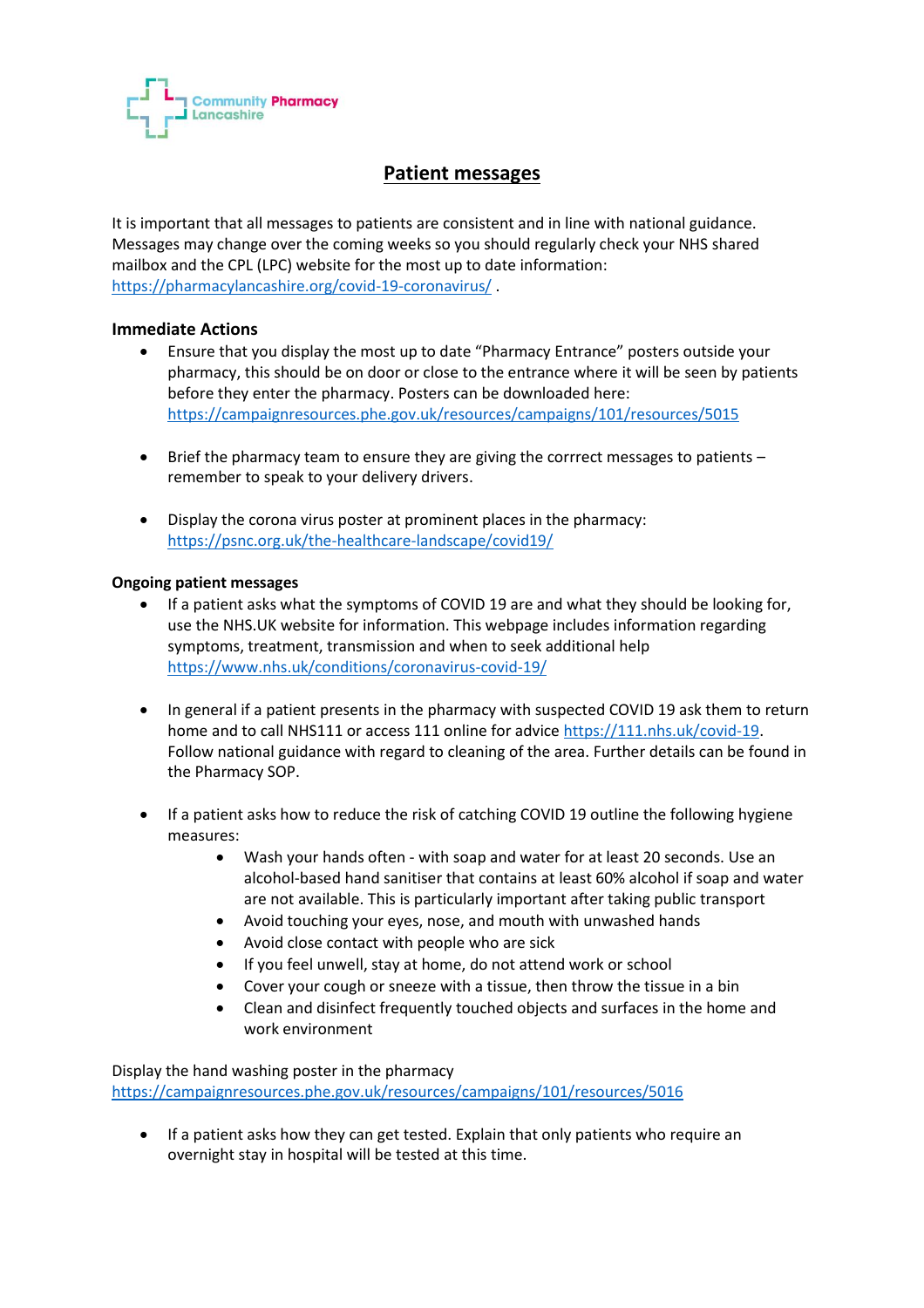Community Pharmacy Lancashire

# Patient messages

It is important that all messages to patients are consistent and in line with national guidance. Messages may change over the coming weeks so you should regularly check your NHS shared mailbox and the CPL (LPC) website for the most up to date information: https://pharmacylancashire.org/covid-19-coronavirus/ .

## Immediate Actions

- Ensure that you display the most up to date "Pharmacy Entrance" posters outside your pharmacy, this should be on door or close to the entrance where it will be seen by patients before they enter the pharmacy. Posters can be downloaded here: https://campaignresources.phe.gov.uk/resources/campaigns/101/resources/5015

- Brief the pharmacy team to ensure they are giving the corrrect messages to patients – remember to speak to your delivery drivers.

- Display the corona virus poster at prominent places in the pharmacy: https://psnc.org.uk/the-healthcare-landscape/covid19/

## Ongoing patient messages

- If a patient asks what the symptoms of COVID 19 are and what they should be looking for, use the NHS.UK website for information. This webpage includes information regarding symptoms, treatment, transmission and when to seek additional help https://www.nhs.uk/conditions/coronavirus-covid-19/

- In general if a patient presents in the pharmacy with suspected COVID 19 ask them to return home and to call NHS111 or access 111 online for advice https://111.nhs.uk/covid-19. Follow national guidance with regard to cleaning of the area. Further details can be found in the Pharmacy SOP.

- If a patient asks how to reduce the risk of catching COVID 19 outline the following hygiene measures:
  - Wash your hands often - with soap and water for at least 20 seconds. Use an alcohol-based hand sanitiser that contains at least 60% alcohol if soap and water are not available. This is particularly important after taking public transport
  - Avoid touching your eyes, nose, and mouth with unwashed hands
  - Avoid close contact with people who are sick
  - If you feel unwell, stay at home, do not attend work or school
  - Cover your cough or sneeze with a tissue, then throw the tissue in a bin
  - Clean and disinfect frequently touched objects and surfaces in the home and work environment

Display the hand washing poster in the pharmacy https://campaignresources.phe.gov.uk/resources/campaigns/101/resources/5016

- If a patient asks how they can get tested. Explain that only patients who require an overnight stay in hospital will be tested at this time.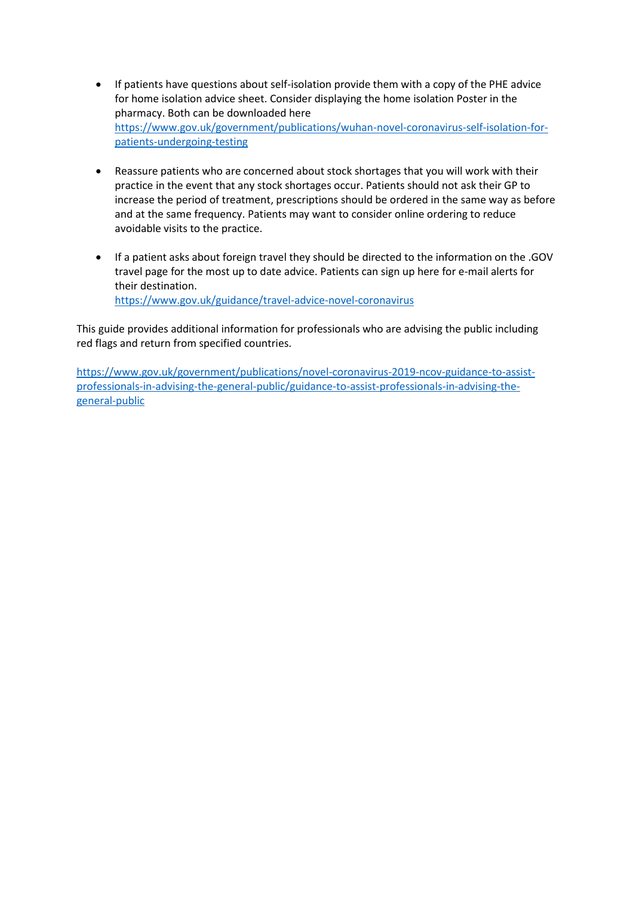- If patients have questions about self-isolation provide them with a copy of the PHE advice for home isolation advice sheet. Consider displaying the home isolation Poster in the pharmacy. Both can be downloaded here https://www.gov.uk/government/publications/wuhan-novel-coronavirus-self-isolation-for-patients-undergoing-testing

- Reassure patients who are concerned about stock shortages that you will work with their practice in the event that any stock shortages occur. Patients should not ask their GP to increase the period of treatment, prescriptions should be ordered in the same way as before and at the same frequency. Patients may want to consider online ordering to reduce avoidable visits to the practice.

- If a patient asks about foreign travel they should be directed to the information on the .GOV travel page for the most up to date advice. Patients can sign up here for e-mail alerts for their destination. https://www.gov.uk/guidance/travel-advice-novel-coronavirus

This guide provides additional information for professionals who are advising the public including red flags and return from specified countries.

https://www.gov.uk/government/publications/novel-coronavirus-2019-ncov-guidance-to-assist-professionals-in-advising-the-general-public/guidance-to-assist-professionals-in-advising-the-general-public